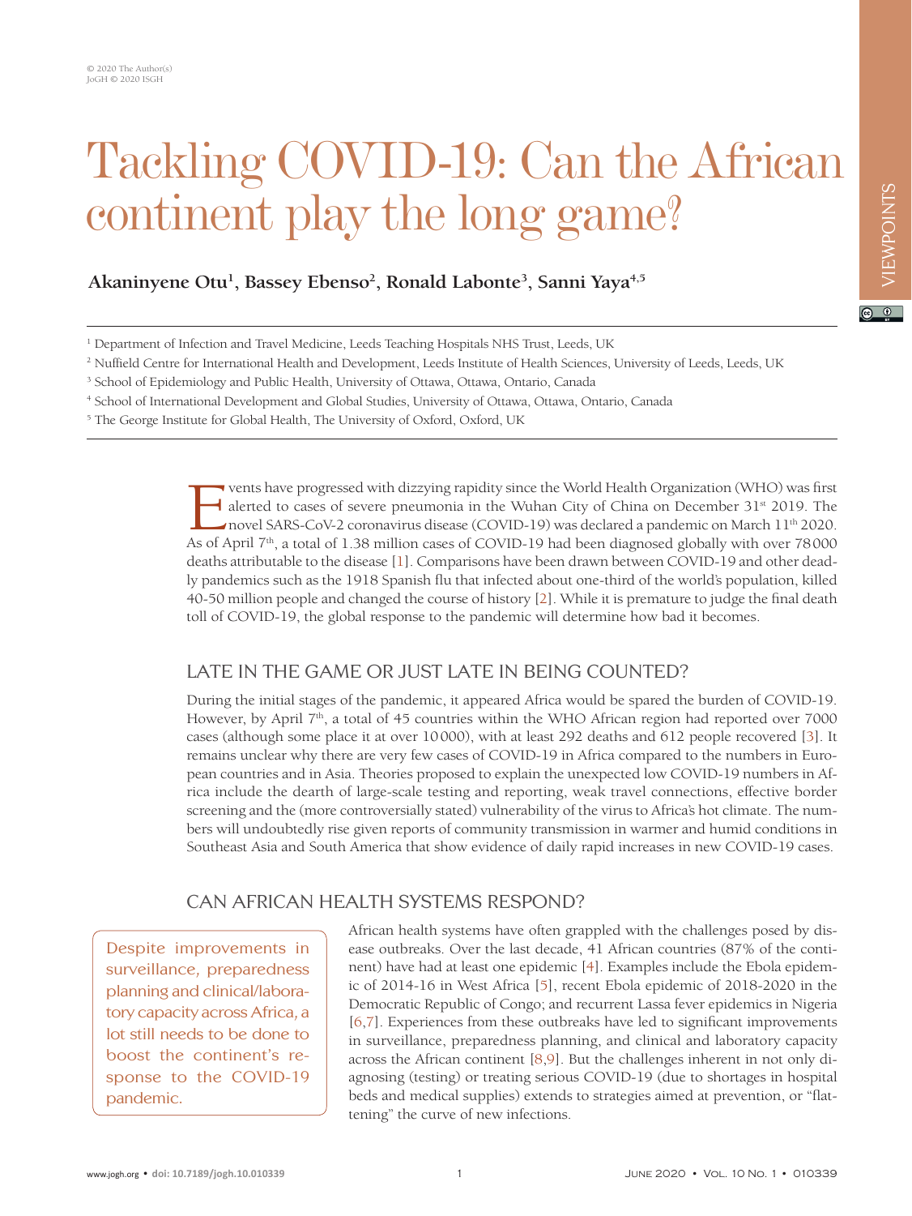# Tackling COVID-19: Can the African continent play the long game?

**Akaninyene Otu[1], Bassey Ebenso[2], Ronald Labonte[3], Sanni Yaya[4,5]**

[1] Department of Infection and Travel Medicine, Leeds Teaching Hospitals NHS Trust, Leeds, UK
[2] Nuffield Centre for International Health and Development, Leeds Institute of Health Sciences, University of Leeds, Leeds, UK
[3] School of Epidemiology and Public Health, University of Ottawa, Ottawa, Ontario, Canada
[4] School of International Development and Global Studies, University of Ottawa, Ottawa, Ontario, Canada
[5] The George Institute for Global Health, The University of Oxford, Oxford, UK

Events have progressed with dizzying rapidity since the World Health Organization (WHO) was first alerted to cases of severe pneumonia in the Wuhan City of China on December 31st 2019. The novel SARS-CoV-2 coronavirus disease (COVID-19) was declared a pandemic on March 11th 2020. As of April 7th, a total of 1.38 million cases of COVID-19 had been diagnosed globally with over 78000 deaths attributable to the disease [1]. Comparisons have been drawn between COVID-19 and other deadly pandemics such as the 1918 Spanish flu that infected about one-third of the world's population, killed 40-50 million people and changed the course of history [2]. While it is premature to judge the final death toll of COVID-19, the global response to the pandemic will determine how bad it becomes.

## LATE IN THE GAME OR JUST LATE IN BEING COUNTED?

During the initial stages of the pandemic, it appeared Africa would be spared the burden of COVID-19. However, by April 7th, a total of 45 countries within the WHO African region had reported over 7000 cases (although some place it at over 10000), with at least 292 deaths and 612 people recovered [3]. It remains unclear why there are very few cases of COVID-19 in Africa compared to the numbers in European countries and in Asia. Theories proposed to explain the unexpected low COVID-19 numbers in Africa include the dearth of large-scale testing and reporting, weak travel connections, effective border screening and the (more controversially stated) vulnerability of the virus to Africa's hot climate. The numbers will undoubtedly rise given reports of community transmission in warmer and humid conditions in Southeast Asia and South America that show evidence of daily rapid increases in new COVID-19 cases.

## CAN AFRICAN HEALTH SYSTEMS RESPOND?

> Despite improvements in surveillance, preparedness planning and clinical/laboratory capacity across Africa, a lot still needs to be done to boost the continent's response to the COVID-19 pandemic.

African health systems have often grappled with the challenges posed by disease outbreaks. Over the last decade, 41 African countries (87% of the continent) have had at least one epidemic [4]. Examples include the Ebola epidemic of 2014-16 in West Africa [5], recent Ebola epidemic of 2018-2020 in the Democratic Republic of Congo; and recurrent Lassa fever epidemics in Nigeria [6,7]. Experiences from these outbreaks have led to significant improvements in surveillance, preparedness planning, and clinical and laboratory capacity across the African continent [8,9]. But the challenges inherent in not only diagnosing (testing) or treating serious COVID-19 (due to shortages in hospital beds and medical supplies) extends to strategies aimed at prevention, or "flattening" the curve of new infections.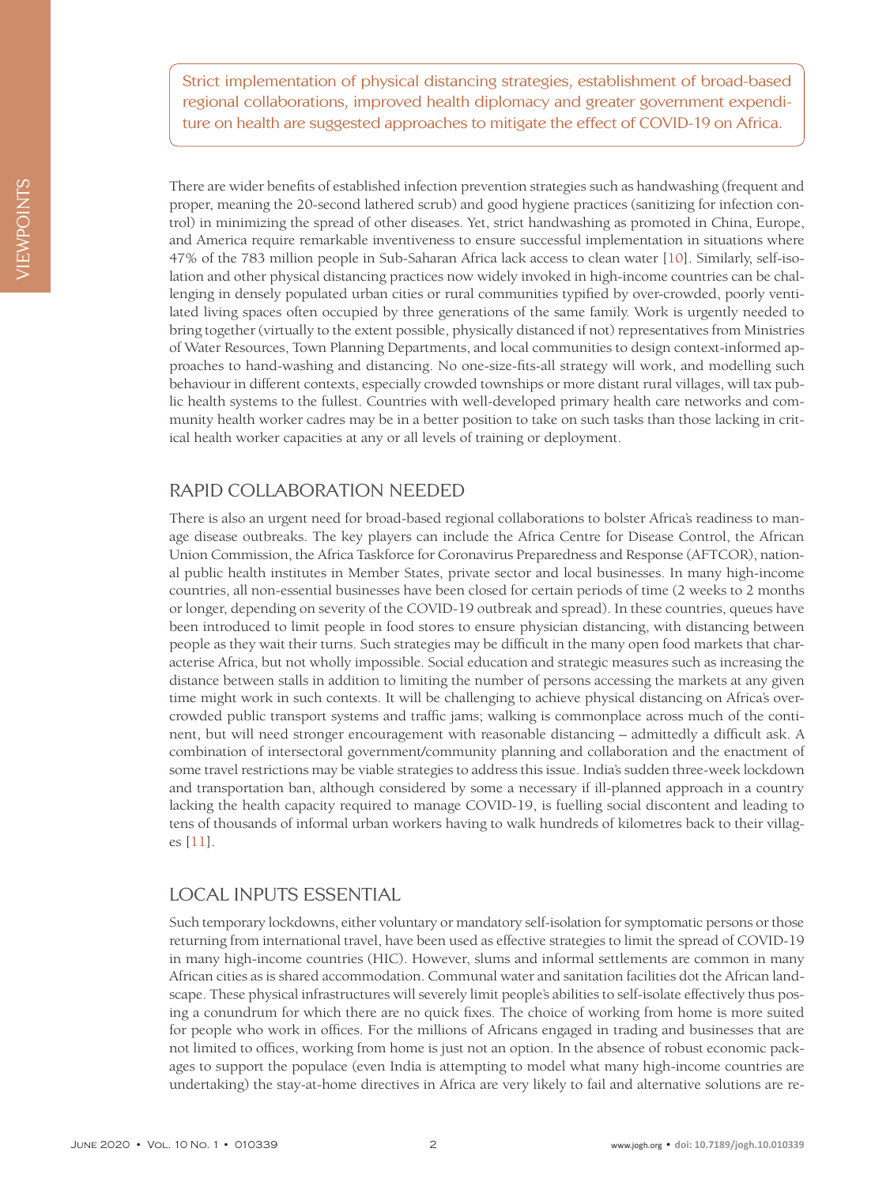Strict implementation of physical distancing strategies, establishment of broad-based regional collaborations, improved health diplomacy and greater government expenditure on health are suggested approaches to mitigate the effect of COVID-19 on Africa.

There are wider benefits of established infection prevention strategies such as handwashing (frequent and proper, meaning the 20-second lathered scrub) and good hygiene practices (sanitizing for infection control) in minimizing the spread of other diseases. Yet, strict handwashing as promoted in China, Europe, and America require remarkable inventiveness to ensure successful implementation in situations where 47% of the 783 million people in Sub-Saharan Africa lack access to clean water [10]. Similarly, self-isolation and other physical distancing practices now widely invoked in high-income countries can be challenging in densely populated urban cities or rural communities typified by over-crowded, poorly ventilated living spaces often occupied by three generations of the same family. Work is urgently needed to bring together (virtually to the extent possible, physically distanced if not) representatives from Ministries of Water Resources, Town Planning Departments, and local communities to design context-informed approaches to hand-washing and distancing. No one-size-fits-all strategy will work, and modelling such behaviour in different contexts, especially crowded townships or more distant rural villages, will tax public health systems to the fullest. Countries with well-developed primary health care networks and community health worker cadres may be in a better position to take on such tasks than those lacking in critical health worker capacities at any or all levels of training or deployment.

## RAPID COLLABORATION NEEDED

There is also an urgent need for broad-based regional collaborations to bolster Africa's readiness to manage disease outbreaks. The key players can include the Africa Centre for Disease Control, the African Union Commission, the Africa Taskforce for Coronavirus Preparedness and Response (AFTCOR), national public health institutes in Member States, private sector and local businesses. In many high-income countries, all non-essential businesses have been closed for certain periods of time (2 weeks to 2 months or longer, depending on severity of the COVID-19 outbreak and spread). In these countries, queues have been introduced to limit people in food stores to ensure physician distancing, with distancing between people as they wait their turns. Such strategies may be difficult in the many open food markets that characterise Africa, but not wholly impossible. Social education and strategic measures such as increasing the distance between stalls in addition to limiting the number of persons accessing the markets at any given time might work in such contexts. It will be challenging to achieve physical distancing on Africa's overcrowded public transport systems and traffic jams; walking is commonplace across much of the continent, but will need stronger encouragement with reasonable distancing – admittedly a difficult ask. A combination of intersectoral government/community planning and collaboration and the enactment of some travel restrictions may be viable strategies to address this issue. India's sudden three-week lockdown and transportation ban, although considered by some a necessary if ill-planned approach in a country lacking the health capacity required to manage COVID-19, is fuelling social discontent and leading to tens of thousands of informal urban workers having to walk hundreds of kilometres back to their villages [11].

## LOCAL INPUTS ESSENTIAL

Such temporary lockdowns, either voluntary or mandatory self-isolation for symptomatic persons or those returning from international travel, have been used as effective strategies to limit the spread of COVID-19 in many high-income countries (HIC). However, slums and informal settlements are common in many African cities as is shared accommodation. Communal water and sanitation facilities dot the African landscape. These physical infrastructures will severely limit people's abilities to self-isolate effectively thus posing a conundrum for which there are no quick fixes. The choice of working from home is more suited for people who work in offices. For the millions of Africans engaged in trading and businesses that are not limited to offices, working from home is just not an option. In the absence of robust economic packages to support the populace (even India is attempting to model what many high-income countries are undertaking) the stay-at-home directives in Africa are very likely to fail and alternative solutions are re-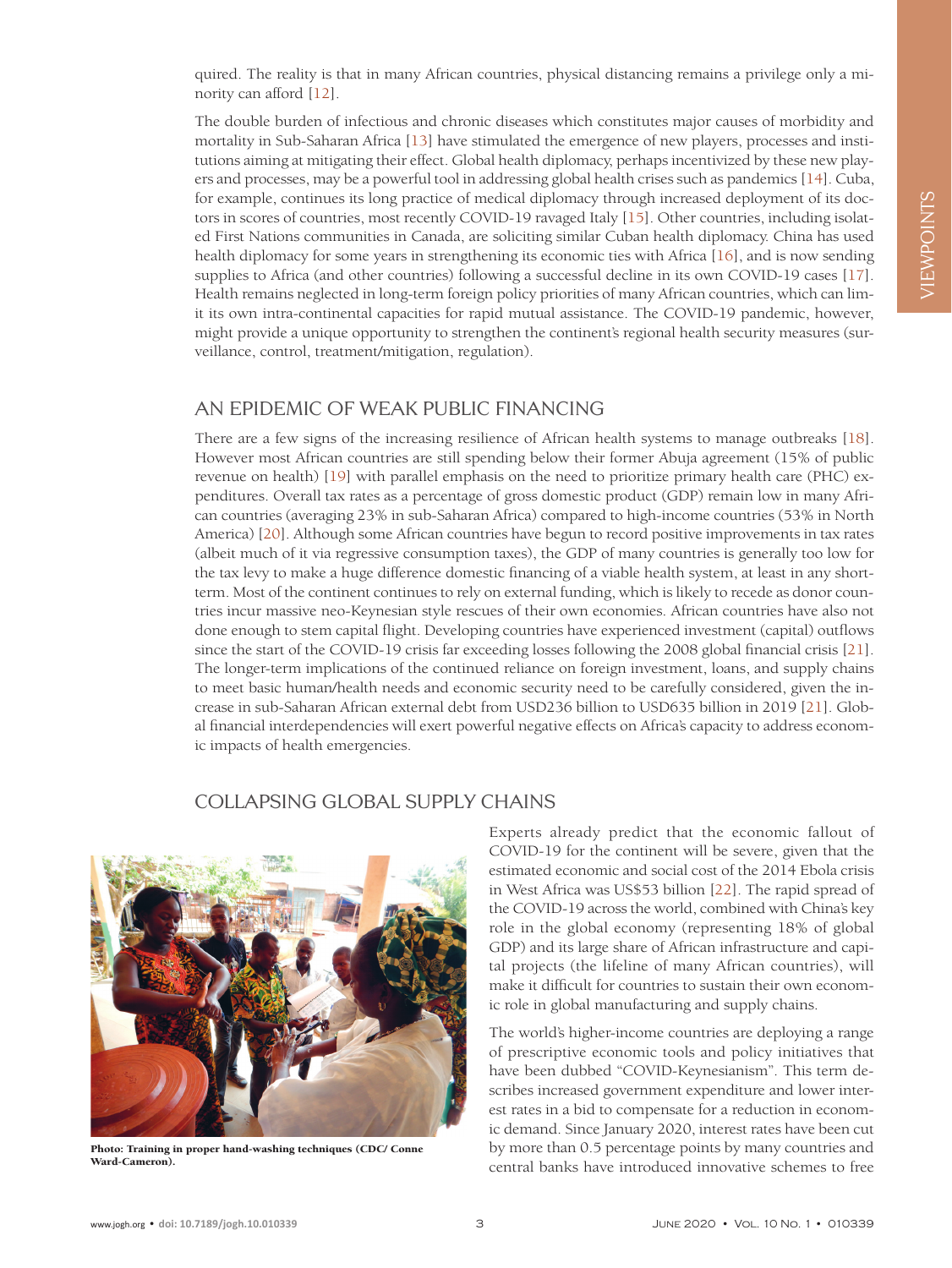quired. The reality is that in many African countries, physical distancing remains a privilege only a minority can afford [12].

The double burden of infectious and chronic diseases which constitutes major causes of morbidity and mortality in Sub-Saharan Africa [13] have stimulated the emergence of new players, processes and institutions aiming at mitigating their effect. Global health diplomacy, perhaps incentivized by these new players and processes, may be a powerful tool in addressing global health crises such as pandemics [14]. Cuba, for example, continues its long practice of medical diplomacy through increased deployment of its doctors in scores of countries, most recently COVID-19 ravaged Italy [15]. Other countries, including isolated First Nations communities in Canada, are soliciting similar Cuban health diplomacy. China has used health diplomacy for some years in strengthening its economic ties with Africa [16], and is now sending supplies to Africa (and other countries) following a successful decline in its own COVID-19 cases [17]. Health remains neglected in long-term foreign policy priorities of many African countries, which can limit its own intra-continental capacities for rapid mutual assistance. The COVID-19 pandemic, however, might provide a unique opportunity to strengthen the continent's regional health security measures (surveillance, control, treatment/mitigation, regulation).

## AN EPIDEMIC OF WEAK PUBLIC FINANCING

There are a few signs of the increasing resilience of African health systems to manage outbreaks [18]. However most African countries are still spending below their former Abuja agreement (15% of public revenue on health) [19] with parallel emphasis on the need to prioritize primary health care (PHC) expenditures. Overall tax rates as a percentage of gross domestic product (GDP) remain low in many African countries (averaging 23% in sub-Saharan Africa) compared to high-income countries (53% in North America) [20]. Although some African countries have begun to record positive improvements in tax rates (albeit much of it via regressive consumption taxes), the GDP of many countries is generally too low for the tax levy to make a huge difference domestic financing of a viable health system, at least in any short-term. Most of the continent continues to rely on external funding, which is likely to recede as donor countries incur massive neo-Keynesian style rescues of their own economies. African countries have also not done enough to stem capital flight. Developing countries have experienced investment (capital) outflows since the start of the COVID-19 crisis far exceeding losses following the 2008 global financial crisis [21]. The longer-term implications of the continued reliance on foreign investment, loans, and supply chains to meet basic human/health needs and economic security need to be carefully considered, given the increase in sub-Saharan African external debt from USD236 billion to USD635 billion in 2019 [21]. Global financial interdependencies will exert powerful negative effects on Africa's capacity to address economic impacts of health emergencies.

## COLLAPSING GLOBAL SUPPLY CHAINS

**Photo: Training in proper hand-washing techniques (CDC/ Conne Ward-Cameron).**

Experts already predict that the economic fallout of COVID-19 for the continent will be severe, given that the estimated economic and social cost of the 2014 Ebola crisis in West Africa was US$53 billion [22]. The rapid spread of the COVID-19 across the world, combined with China's key role in the global economy (representing 18% of global GDP) and its large share of African infrastructure and capital projects (the lifeline of many African countries), will make it difficult for countries to sustain their own economic role in global manufacturing and supply chains.

The world's higher-income countries are deploying a range of prescriptive economic tools and policy initiatives that have been dubbed "COVID-Keynesianism". This term describes increased government expenditure and lower interest rates in a bid to compensate for a reduction in economic demand. Since January 2020, interest rates have been cut by more than 0.5 percentage points by many countries and central banks have introduced innovative schemes to free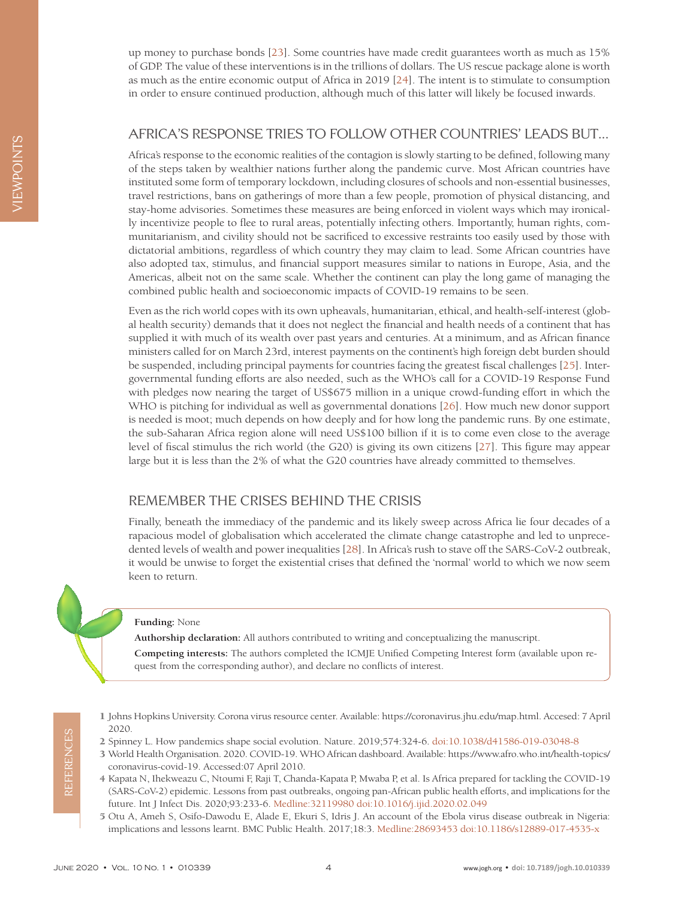up money to purchase bonds [23]. Some countries have made credit guarantees worth as much as 15% of GDP. The value of these interventions is in the trillions of dollars. The US rescue package alone is worth as much as the entire economic output of Africa in 2019 [24]. The intent is to stimulate to consumption in order to ensure continued production, although much of this latter will likely be focused inwards.

## AFRICA'S RESPONSE TRIES TO FOLLOW OTHER COUNTRIES' LEADS BUT...

Africa's response to the economic realities of the contagion is slowly starting to be defined, following many of the steps taken by wealthier nations further along the pandemic curve. Most African countries have instituted some form of temporary lockdown, including closures of schools and non-essential businesses, travel restrictions, bans on gatherings of more than a few people, promotion of physical distancing, and stay-home advisories. Sometimes these measures are being enforced in violent ways which may ironically incentivize people to flee to rural areas, potentially infecting others. Importantly, human rights, communitarianism, and civility should not be sacrificed to excessive restraints too easily used by those with dictatorial ambitions, regardless of which country they may claim to lead. Some African countries have also adopted tax, stimulus, and financial support measures similar to nations in Europe, Asia, and the Americas, albeit not on the same scale. Whether the continent can play the long game of managing the combined public health and socioeconomic impacts of COVID-19 remains to be seen.

Even as the rich world copes with its own upheavals, humanitarian, ethical, and health-self-interest (global health security) demands that it does not neglect the financial and health needs of a continent that has supplied it with much of its wealth over past years and centuries. At a minimum, and as African finance ministers called for on March 23rd, interest payments on the continent's high foreign debt burden should be suspended, including principal payments for countries facing the greatest fiscal challenges [25]. Intergovernmental funding efforts are also needed, such as the WHO's call for a COVID-19 Response Fund with pledges now nearing the target of US$675 million in a unique crowd-funding effort in which the WHO is pitching for individual as well as governmental donations [26]. How much new donor support is needed is moot; much depends on how deeply and for how long the pandemic runs. By one estimate, the sub-Saharan Africa region alone will need US$100 billion if it is to come even close to the average level of fiscal stimulus the rich world (the G20) is giving its own citizens [27]. This figure may appear large but it is less than the 2% of what the G20 countries have already committed to themselves.

## REMEMBER THE CRISES BEHIND THE CRISIS

Finally, beneath the immediacy of the pandemic and its likely sweep across Africa lie four decades of a rapacious model of globalisation which accelerated the climate change catastrophe and led to unprecedented levels of wealth and power inequalities [28]. In Africa's rush to stave off the SARS-CoV-2 outbreak, it would be unwise to forget the existential crises that defined the 'normal' world to which we now seem keen to return.

**Funding:** None

**Authorship declaration:** All authors contributed to writing and conceptualizing the manuscript.

**Competing interests:** The authors completed the ICMJE Unified Competing Interest form (available upon request from the corresponding author), and declare no conflicts of interest.

## REFERENCES

1. Johns Hopkins University. Corona virus resource center. Available: https://coronavirus.jhu.edu/map.html. Accesed: 7 April 2020.
2. Spinney L. How pandemics shape social evolution. Nature. 2019;574:324-6. doi:10.1038/d41586-019-03048-8
3. World Health Organisation. 2020. COVID-19. WHO African dashboard. Available: https://www.afro.who.int/health-topics/coronavirus-covid-19. Accessed:07 April 2010.
4. Kapata N, Ihekweazu C, Ntoumi F, Raji T, Chanda-Kapata P, Mwaba P, et al. Is Africa prepared for tackling the COVID-19 (SARS-CoV-2) epidemic. Lessons from past outbreaks, ongoing pan-African public health efforts, and implications for the future. Int J Infect Dis. 2020;93:233-6. Medline:32119980 doi:10.1016/j.ijid.2020.02.049
5. Otu A, Ameh S, Osifo-Dawodu E, Alade E, Ekuri S, Idris J. An account of the Ebola virus disease outbreak in Nigeria: implications and lessons learnt. BMC Public Health. 2017;18:3. Medline:28693453 doi:10.1186/s12889-017-4535-x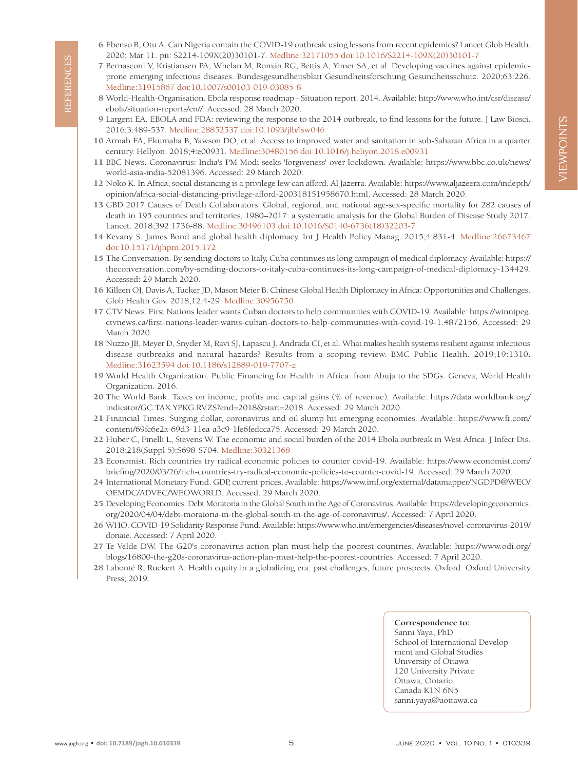6 Ebenso B, Otu A. Can Nigeria contain the COVID-19 outbreak using lessons from recent epidemics? Lancet Glob Health. 2020; Mar 11. pii: S2214-109X(20)30101-7. Medline:32171055 doi:10.1016/S2214-109X(20)30101-7

7 Bernasconi V, Kristiansen PA, Whelan M, Román RG, Bettis A, Yimer SA, et al. Developing vaccines against epidemic-prone emerging infectious diseases. Bundesgesundheitsblatt Gesundheitsforschung Gesundheitsschutz. 2020;63:226. Medline:31915867 doi:10.1007/s00103-019-03085-8

8 World-Health-Organisation. Ebola response roadmap - Situation report. 2014. Available: http://www.who.int/csr/disease/ebola/situation-reports/en//. Accessed: 28 March 2020.

9 Largent EA. EBOLA and FDA: reviewing the response to the 2014 outbreak, to find lessons for the future. J Law Biosci. 2016;3:489-537. Medline:28852537 doi:10.1093/jlb/lsw046

10 Armah FA, Ekumaha B, Yawson DO, et al. Access to improved water and sanitation in sub-Saharan Africa in a quarter century. Hellyon. 2018;4:e00931. Medline:30480156 doi:10.1016/j.heliyon.2018.e00931

11 BBC News. Coronavirus: India's PM Modi seeks 'forgiveness' over lockdown. Available: https://www.bbc.co.uk/news/world-asia-india-52081396. Accessed: 29 March 2020.

12 Noko K. In Africa, social distancing is a privilege few can afford. Al Jazerra. Available: https://www.aljazeera.com/indepth/opinion/africa-social-distancing-privilege-afford-200318151958670.html. Accessed: 28 March 2020.

13 GBD 2017 Causes of Death Collaborators. Global, regional, and national age-sex-specific mortality for 282 causes of death in 195 countries and territories, 1980–2017: a systematic analysis for the Global Burden of Disease Study 2017. Lancet. 2018;392:1736-88. Medline:30496103 doi:10.1016/S0140-6736(18)32203-7

14 Kevany S. James Bond and global health diplomacy. Int J Health Policy Manag. 2015;4:831-4. Medline:26673467 doi:10.15171/ijhpm.2015.172

15 The Conversation. By sending doctors to Italy, Cuba continues its long campaign of medical diplomacy. Available: https://theconversation.com/by-sending-doctors-to-italy-cuba-continues-its-long-campaign-of-medical-diplomacy-134429. Accessed: 29 March 2020.

16 Killeen OJ, Davis A, Tucker JD, Mason Meier B. Chinese Global Health Diplomacy in Africa: Opportunities and Challenges. Glob Health Gov. 2018;12:4-29. Medline:30956750

17 CTV News. First Nations leader wants Cuban doctors to help communities with COVID-19. Available: https://winnipeg.ctvnews.ca/first-nations-leader-wants-cuban-doctors-to-help-communities-with-covid-19-1.4872156. Accessed: 29 March 2020.

18 Nuzzo JB, Meyer D, Snyder M, Ravi SJ, Lapascu J, Andrada CI, et al. What makes health systems resilient against infectious disease outbreaks and natural hazards? Results from a scoping review. BMC Public Health. 2019;19:1310. Medline:31623594 doi:10.1186/s12889-019-7707-z

19 World Health Organization. Public Financing for Health in Africa: from Abuja to the SDGs. Geneva; World Health Organization. 2016.

20 The World Bank. Taxes on income, profits and capital gains (% of revenue). Available: https://data.worldbank.org/indicator/GC.TAX.YPKG.RV.ZS?end=2018&start=2018. Accessed: 29 March 2020.

21 Financial Times. Surging dollar, coronavirus and oil slump hit emerging economies. Available: https://www.ft.com/content/69fc6e2a-69d3-11ea-a3c9-1fe6fedcca75. Accessed: 29 March 2020.

22 Huber C, Finelli L, Stevens W. The economic and social burden of the 2014 Ebola outbreak in West Africa. J Infect Dis. 2018;218(Suppl 5):S698-S704. Medline:30321368

23 Economist. Rich countries try radical economic policies to counter covid-19. Available: https://www.economist.com/briefing/2020/03/26/rich-countries-try-radical-economic-policies-to-counter-covid-19. Accessed: 29 March 2020.

24 International Monetary Fund. GDP, current prices. Available: https://www.imf.org/external/datamapper/NGDPD@WEO/OEMDC/ADVEC/WEOWORLD. Accessed: 29 March 2020.

25 Developing Economics. Debt Moratoria in the Global South in the Age of Coronavirus. Available: https://developingeconomics.org/2020/04/04/debt-moratoria-in-the-global-south-in-the-age-of-coronavirus/. Accessed: 7 April 2020.

26 WHO. COVID-19 Solidarity Response Fund. Available: https://www.who.int/emergencies/diseases/novel-coronavirus-2019/donate. Accessed: 7 April 2020.

27 Te Velde DW. The G20's coronavirus action plan must help the poorest countries. Available: https://www.odi.org/blogs/16800-the-g20s-coronavirus-action-plan-must-help-the-poorest-countries. Accessed: 7 April 2020.

28 Labonté R, Ruckert A. Health equity in a globalizing era: past challenges, future prospects. Oxford: Oxford University Press; 2019.

**Correspondence to:**
Sanni Yaya, PhD
School of International Development and Global Studies
University of Ottawa
120 University Private
Ottawa, Ontario
Canada K1N 6N5
sanni.yaya@uottawa.ca